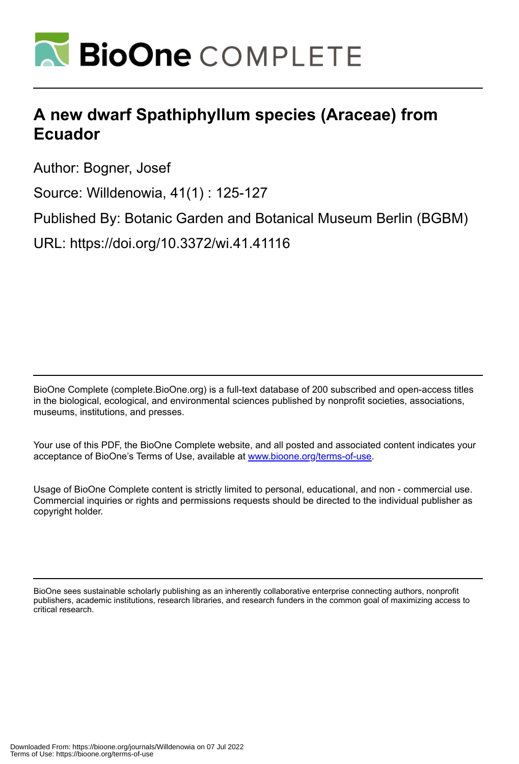# A new dwarf Spathiphyllum species (Araceae) from Ecuador

Author: Bogner, Josef

Source: Willdenowia, 41(1) : 125-127

Published By: Botanic Garden and Botanical Museum Berlin (BGBM)

URL: https://doi.org/10.3372/wi.41.41116

BioOne Complete (complete.BioOne.org) is a full-text database of 200 subscribed and open-access titles in the biological, ecological, and environmental sciences published by nonprofit societies, associations, museums, institutions, and presses.

Your use of this PDF, the BioOne Complete website, and all posted and associated content indicates your acceptance of BioOne's Terms of Use, available at www.bioone.org/terms-of-use.

Usage of BioOne Complete content is strictly limited to personal, educational, and non - commercial use. Commercial inquiries or rights and permissions requests should be directed to the individual publisher as copyright holder.

BioOne sees sustainable scholarly publishing as an inherently collaborative enterprise connecting authors, nonprofit publishers, academic institutions, research libraries, and research funders in the common goal of maximizing access to critical research.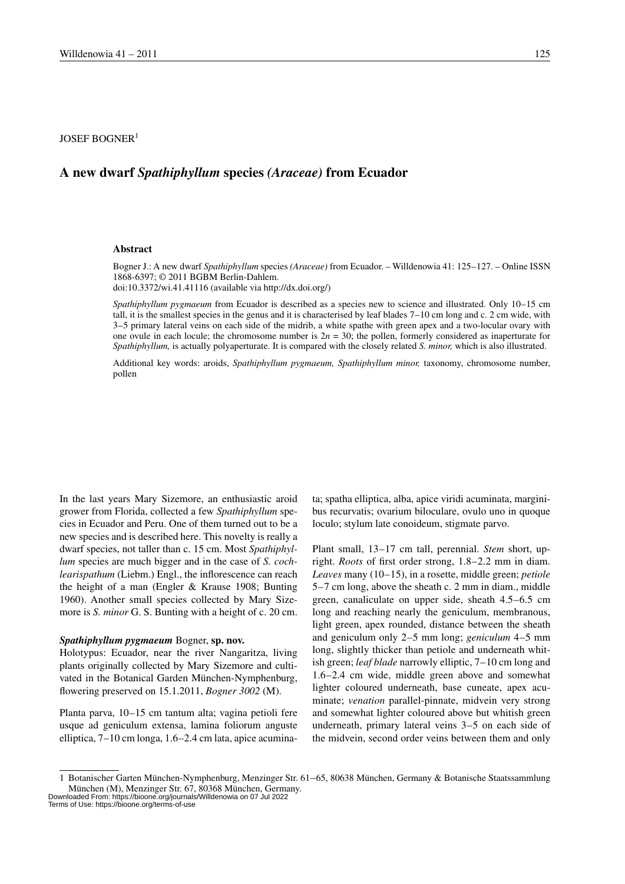JOSEF BOGNER[1]

# A new dwarf *Spathiphyllum* species *(Araceae)* from Ecuador

### Abstract

Bogner J.: A new dwarf *Spathiphyllum* species *(Araceae)* from Ecuador. – Willdenowia 41: 125–127. – Online ISSN 1868-6397; © 2011 BGBM Berlin-Dahlem.
doi:10.3372/wi.41.41116 (available via http://dx.doi.org/)

*Spathiphyllum pygmaeum* from Ecuador is described as a species new to science and illustrated. Only 10–15 cm tall, it is the smallest species in the genus and it is characterised by leaf blades 7–10 cm long and c. 2 cm wide, with 3–5 primary lateral veins on each side of the midrib, a white spathe with green apex and a two-locular ovary with one ovule in each locule; the chromosome number is $2n = 30$; the pollen, formerly considered as inaperturate for *Spathiphyllum,* is actually polyaperturate. It is compared with the closely related *S. minor,* which is also illustrated.

Additional key words: aroids, *Spathiphyllum pygmaeum, Spathiphyllum minor,* taxonomy, chromosome number, pollen

In the last years Mary Sizemore, an enthusiastic aroid grower from Florida, collected a few *Spathiphyllum* species in Ecuador and Peru. One of them turned out to be a new species and is described here. This novelty is really a dwarf species, not taller than c. 15 cm. Most *Spathiphyllum* species are much bigger and in the case of *S. cochlearispathum* (Liebm.) Engl., the inflorescence can reach the height of a man (Engler & Krause 1908; Bunting 1960). Another small species collected by Mary Sizemore is *S. minor* G. S. Bunting with a height of c. 20 cm.

***Spathiphyllum pygmaeum*** Bogner, **sp. nov.**

Holotypus: Ecuador, near the river Nangaritza, living plants originally collected by Mary Sizemore and cultivated in the Botanical Garden München-Nymphenburg, flowering preserved on 15.1.2011, *Bogner 3002* (M).

Planta parva, 10–15 cm tantum alta; vagina petioli fere usque ad geniculum extensa, lamina foliorum anguste elliptica, 7–10 cm longa, 1.6–2.4 cm lata, apice acuminata; spatha elliptica, alba, apice viridi acuminata, marginibus recurvatis; ovarium biloculare, ovulo uno in quoque loculo; stylum late conoideum, stigmate parvo.

Plant small, 13–17 cm tall, perennial. *Stem* short, upright. *Roots* of first order strong, 1.8–2.2 mm in diam. *Leaves* many (10–15), in a rosette, middle green; *petiole* 5–7 cm long, above the sheath c. 2 mm in diam., middle green, canaliculate on upper side, sheath 4.5–6.5 cm long and reaching nearly the geniculum, membranous, light green, apex rounded, distance between the sheath and geniculum only 2–5 mm long; *geniculum* 4–5 mm long, slightly thicker than petiole and underneath whitish green; *leaf blade* narrowly elliptic, 7–10 cm long and 1.6–2.4 cm wide, middle green above and somewhat lighter coloured underneath, base cuneate, apex acuminate; *venation* parallel-pinnate, midvein very strong and somewhat lighter coloured above but whitish green underneath, primary lateral veins 3–5 on each side of the midvein, second order veins between them and only

[1] Botanischer Garten München-Nymphenburg, Menzinger Str. 61–65, 80638 München, Germany & Botanische Staatssammlung München (M), Menzinger Str. 67, 80368 München, Germany.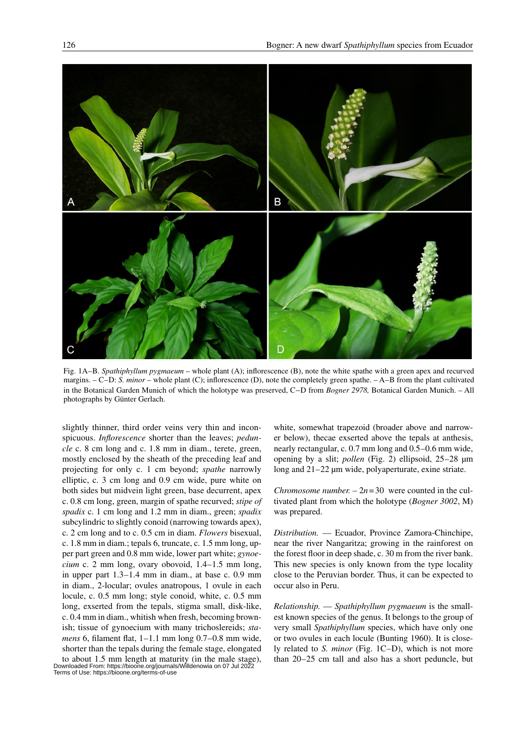Fig. 1A–B. *Spathiphyllum pygmaeum* – whole plant (A); inflorescence (B), note the white spathe with a green apex and recurved margins. – C–D: *S. minor* – whole plant (C); inflorescence (D), note the completely green spathe. – A–B from the plant cultivated in the Botanical Garden Munich of which the holotype was preserved, C–D from *Bogner 2978,* Botanical Garden Munich. – All photographs by Günter Gerlach.

slightly thinner, third order veins very thin and inconspicuous. *Inflorescence* shorter than the leaves; *peduncle* c. 8 cm long and c. 1.8 mm in diam., terete, green, mostly enclosed by the sheath of the preceding leaf and projecting for only c. 1 cm beyond; *spathe* narrowly elliptic, c. 3 cm long and 0.9 cm wide, pure white on both sides but midvein light green, base decurrent, apex c. 0.8 cm long, green, margin of spathe recurved; *stipe of spadix* c. 1 cm long and 1.2 mm in diam., green; *spadix* subcylindric to slightly conoid (narrowing towards apex), c. 2 cm long and to c. 0.5 cm in diam. *Flowers* bisexual, c. 1.8 mm in diam.; tepals 6, truncate, c. 1.5 mm long, upper part green and 0.8 mm wide, lower part white; *gynoecium* c. 2 mm long, ovary obovoid, 1.4–1.5 mm long, in upper part 1.3–1.4 mm in diam., at base c. 0.9 mm in diam., 2-locular; ovules anatropous, 1 ovule in each locule, c. 0.5 mm long; style conoid, white, c. 0.5 mm long, exserted from the tepals, stigma small, disk-like, c. 0.4 mm in diam., whitish when fresh, becoming brownish; tissue of gynoecium with many trichosclereids; *stamens* 6, filament flat, 1–1.1 mm long 0.7–0.8 mm wide, shorter than the tepals during the female stage, elongated to about 1.5 mm length at maturity (in the male stage), white, somewhat trapezoid (broader above and narrower below), thecae exserted above the tepals at anthesis, nearly rectangular, c. 0.7 mm long and 0.5–0.6 mm wide, opening by a slit; *pollen* (Fig. 2) ellipsoid, 25–28 µm long and 21–22 µm wide, polyaperturate, exine striate.

*Chromosome number.* – $2n = 30$ were counted in the cultivated plant from which the holotype (*Bogner 3002*, M) was prepared.

*Distribution.* — Ecuador, Province Zamora-Chinchipe, near the river Nangaritza; growing in the rainforest on the forest floor in deep shade, c. 30 m from the river bank. This new species is only known from the type locality close to the Peruvian border. Thus, it can be expected to occur also in Peru.

*Relationship.* — *Spathiphyllum pygmaeum* is the smallest known species of the genus. It belongs to the group of very small *Spathiphyllum* species, which have only one or two ovules in each locule (Bunting 1960). It is closely related to *S. minor* (Fig. 1C–D), which is not more than 20–25 cm tall and also has a short peduncle, but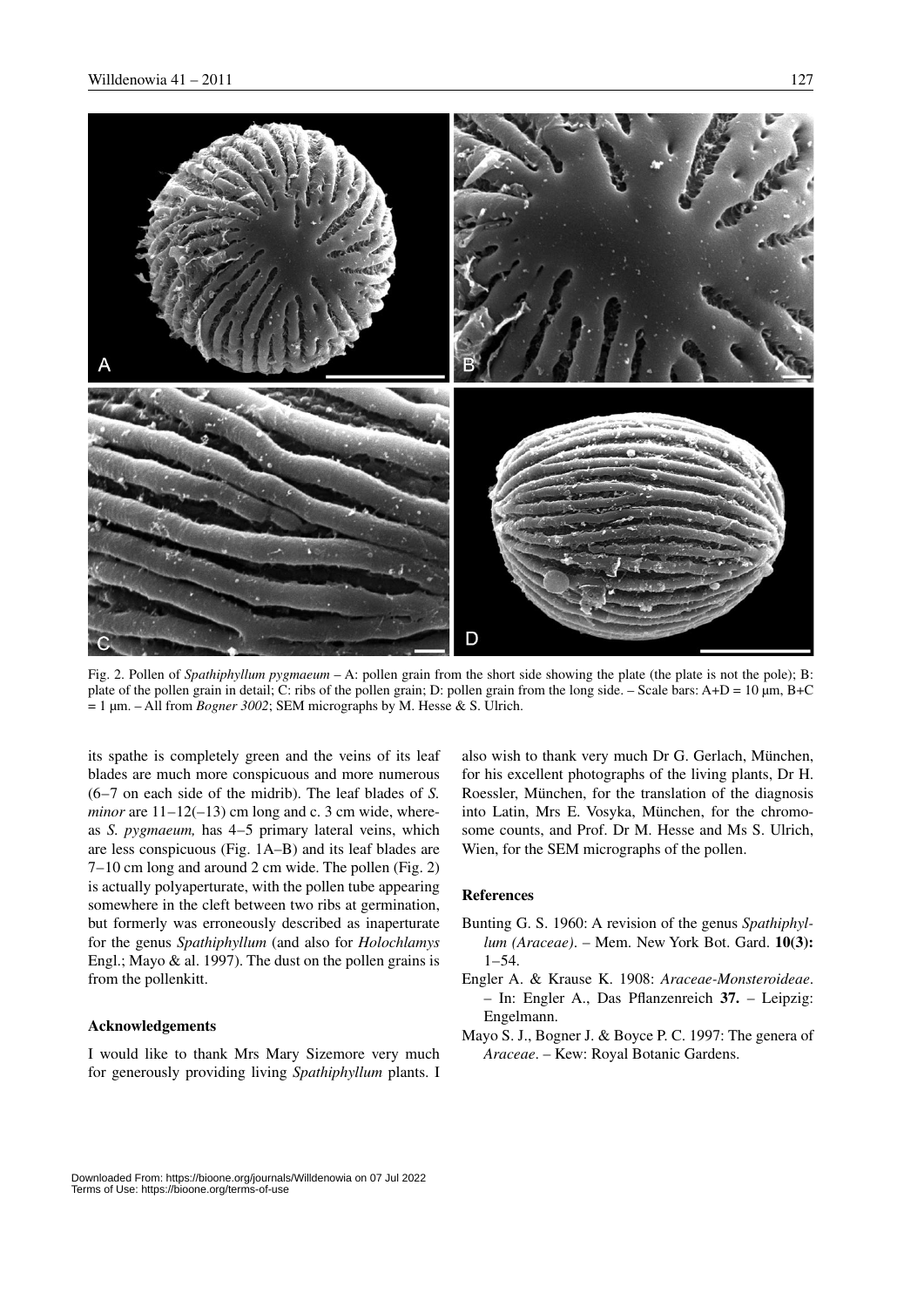Fig. 2. Pollen of *Spathiphyllum pygmaeum* – A: pollen grain from the short side showing the plate (the plate is not the pole); B: plate of the pollen grain in detail; C: ribs of the pollen grain; D: pollen grain from the long side. – Scale bars: A+D = 10 µm, B+C = 1 µm. – All from *Bogner 3002*; SEM micrographs by M. Hesse & S. Ulrich.

its spathe is completely green and the veins of its leaf blades are much more conspicuous and more numerous (6–7 on each side of the midrib). The leaf blades of *S. minor* are 11–12(–13) cm long and c. 3 cm wide, whereas *S. pygmaeum,* has 4–5 primary lateral veins, which are less conspicuous (Fig. 1A–B) and its leaf blades are 7–10 cm long and around 2 cm wide. The pollen (Fig. 2) is actually polyaperturate, with the pollen tube appearing somewhere in the cleft between two ribs at germination, but formerly was erroneously described as inaperturate for the genus *Spathiphyllum* (and also for *Holochlamys* Engl.; Mayo & al. 1997). The dust on the pollen grains is from the pollenkitt.

#### Acknowledgements

I would like to thank Mrs Mary Sizemore very much for generously providing living *Spathiphyllum* plants. I also wish to thank very much Dr G. Gerlach, München, for his excellent photographs of the living plants, Dr H. Roessler, München, for the translation of the diagnosis into Latin, Mrs E. Vosyka, München, for the chromosome counts, and Prof. Dr M. Hesse and Ms S. Ulrich, Wien, for the SEM micrographs of the pollen.

#### References

Bunting G. S. 1960: A revision of the genus *Spathiphyllum (Araceae)*. – Mem. New York Bot. Gard. **10(3):** 1–54.

Engler A. & Krause K. 1908: *Araceae-Monsteroideae*. – In: Engler A., Das Pflanzenreich **37.** – Leipzig: Engelmann.

Mayo S. J., Bogner J. & Boyce P. C. 1997: The genera of *Araceae*. – Kew: Royal Botanic Gardens.